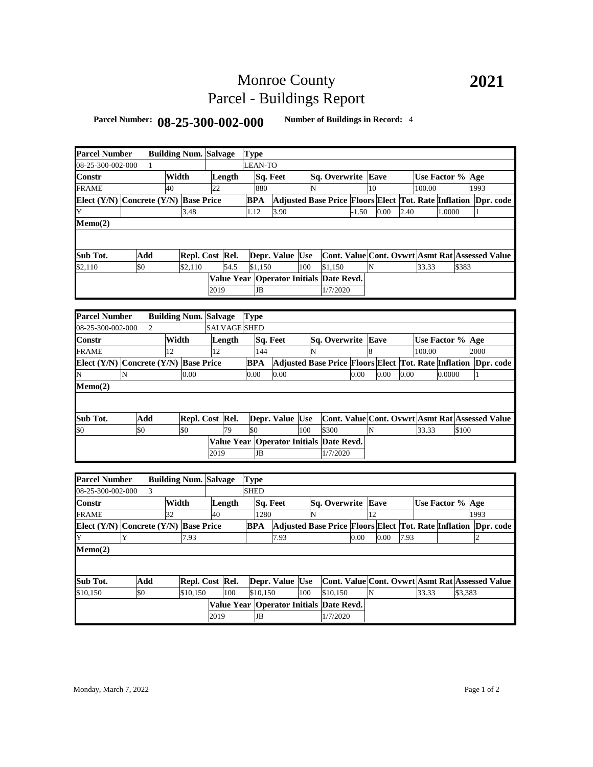# Monroe County
# Parcel - Buildings Report

**2021**

**Parcel Number:** **08-25-300-002-000** **Number of Buildings in Record:** 4

| Parcel Number | Building Num. | Salvage | Type | | | | | | | |
|---|---|---|---|---|---|---|---|---|---|---|
| 08-25-300-002-000 | 1 | | LEAN-TO | | | | | | | |
| **Constr** | **Width** | **Length** | **Sq. Feet** | **Sq. Overwrite** | **Eave** | **Use Factor %** | **Age** | | | |
| FRAME | 40 | 22 | 880 | N | 10 | 100.00 | 1993 | | | |
| **Elect (Y/N)** | **Concrete (Y/N)** | **Base Price** | **BPA** | **Adjusted Base Price** | **Floors** | **Elect** | **Tot. Rate** | **Inflation** | **Dpr. code** | |
| Y | | 3.48 | 1.12 | 3.90 | -1.50 | 0.00 | 2.40 | 1.0000 | 1 | |
| **Memo(2)** | | | | | | | | | | |
| **Sub Tot.** | **Add** | **Repl. Cost** | **Rel.** | **Depr. Value** | **Use** | **Cont. Value** | **Cont. Ovwrt** | **Asmt Rat** | **Assessed Value** | |
| $2,110 | $0 | $2,110 | 54.5 | $1,150 | 100 | $1,150 | N | 33.33 | $383 | |
| | | **Value Year** | **Operator Initials** | **Date Revd.** | | | | | | |
| | | 2019 | JB | 1/7/2020 | | | | | | |

| Parcel Number | Building Num. | Salvage | Type | | | | | | | |
|---|---|---|---|---|---|---|---|---|---|---|
| 08-25-300-002-000 | 2 | SALVAGE | SHED | | | | | | | |
| **Constr** | **Width** | **Length** | **Sq. Feet** | **Sq. Overwrite** | **Eave** | **Use Factor %** | **Age** | | | |
| FRAME | 12 | 12 | 144 | N | 8 | 100.00 | 2000 | | | |
| **Elect (Y/N)** | **Concrete (Y/N)** | **Base Price** | **BPA** | **Adjusted Base Price** | **Floors** | **Elect** | **Tot. Rate** | **Inflation** | **Dpr. code** | |
| N | N | 0.00 | 0.00 | 0.00 | 0.00 | 0.00 | 0.00 | 0.0000 | 1 | |
| **Memo(2)** | | | | | | | | | | |
| **Sub Tot.** | **Add** | **Repl. Cost** | **Rel.** | **Depr. Value** | **Use** | **Cont. Value** | **Cont. Ovwrt** | **Asmt Rat** | **Assessed Value** | |
| $0 | $0 | $0 | 79 | $0 | 100 | $300 | N | 33.33 | $100 | |
| | | **Value Year** | **Operator Initials** | **Date Revd.** | | | | | | |
| | | 2019 | JB | 1/7/2020 | | | | | | |

| Parcel Number | Building Num. | Salvage | Type | | | | | | | |
|---|---|---|---|---|---|---|---|---|---|---|
| 08-25-300-002-000 | 3 | | SHED | | | | | | | |
| **Constr** | **Width** | **Length** | **Sq. Feet** | **Sq. Overwrite** | **Eave** | **Use Factor %** | **Age** | | | |
| FRAME | 32 | 40 | 1280 | N | 12 | | 1993 | | | |
| **Elect (Y/N)** | **Concrete (Y/N)** | **Base Price** | **BPA** | **Adjusted Base Price** | **Floors** | **Elect** | **Tot. Rate** | **Inflation** | **Dpr. code** | |
| Y | Y | 7.93 | | 7.93 | 0.00 | 0.00 | 7.93 | | 2 | |
| **Memo(2)** | | | | | | | | | | |
| **Sub Tot.** | **Add** | **Repl. Cost** | **Rel.** | **Depr. Value** | **Use** | **Cont. Value** | **Cont. Ovwrt** | **Asmt Rat** | **Assessed Value** | |
| $10,150 | $0 | $10,150 | 100 | $10,150 | 100 | $10,150 | N | 33.33 | $3,383 | |
| | | **Value Year** | **Operator Initials** | **Date Revd.** | | | | | | |
| | | 2019 | JB | 1/7/2020 | | | | | | |

Monday, March 7, 2022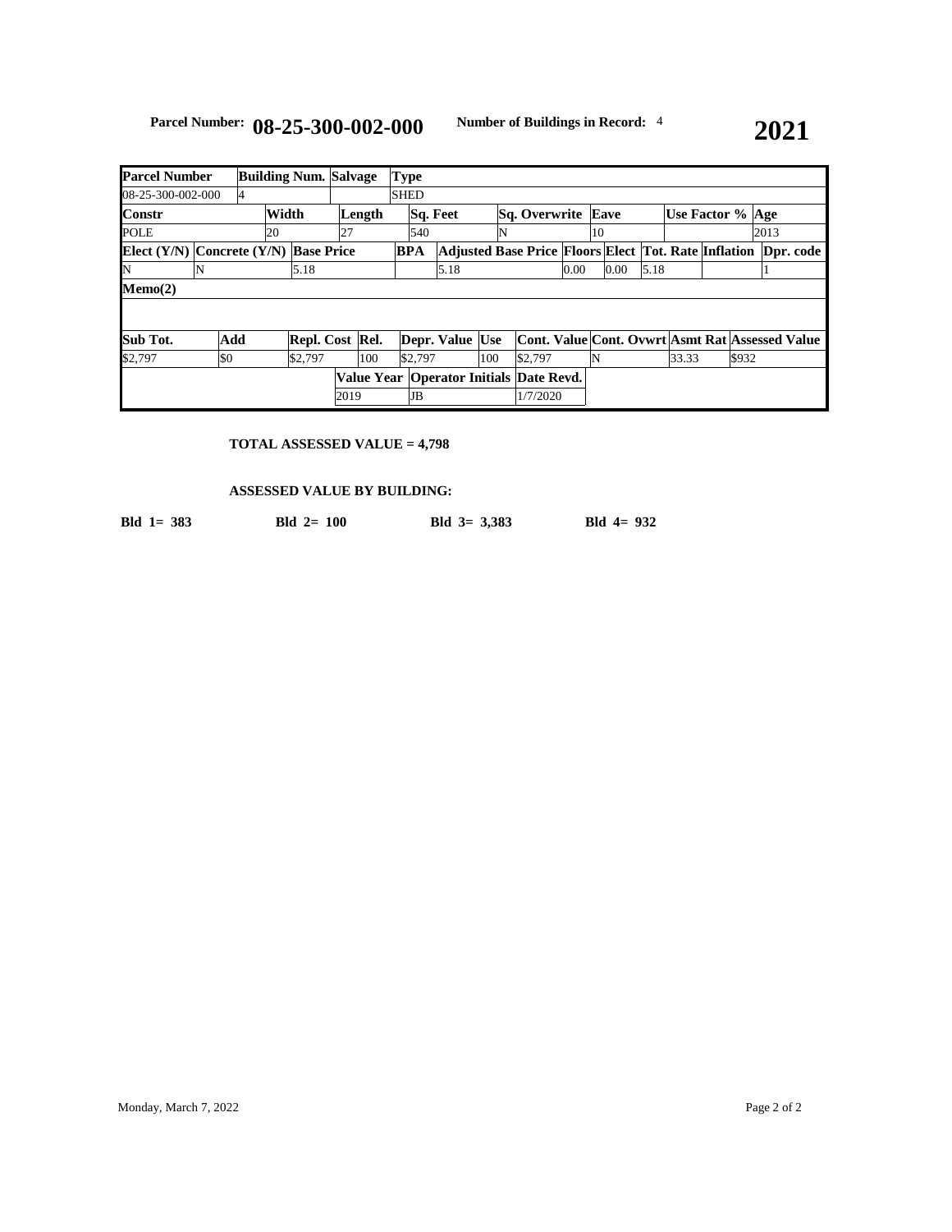**Parcel Number: 08-25-300-002-000** **Number of Buildings in Record:** 4 **2021**

| Parcel Number | Building Num. | Salvage | Type |
|---|---|---|---|
| 08-25-300-002-000 | 4 | | SHED |

| Constr | Width | Length | Sq. Feet | Sq. Overwrite | Eave | Use Factor % | Age |
|---|---|---|---|---|---|---|---|
| POLE | 20 | 27 | 540 | N | 10 | | 2013 |

| Elect (Y/N) | Concrete (Y/N) | Base Price | BPA | Adjusted Base Price | Floors | Elect | Tot. Rate | Inflation | Dpr. code |
|---|---|---|---|---|---|---|---|---|---|
| N | N | 5.18 | | 5.18 | 0.00 | 0.00 | 5.18 | | 1 |

**Memo(2)**

| Sub Tot. | Add | Repl. Cost | Rel. | Depr. Value | Use | Cont. Value | Cont. Ovwrt | Asmt Rat | Assessed Value |
|---|---|---|---|---|---|---|---|---|---|
| $2,797 | $0 | $2,797 | 100 | $2,797 | 100 | $2,797 | N | 33.33 | $932 |

| Value Year | Operator Initials | Date Revd. |
|---|---|---|
| 2019 | JB | 1/7/2020 |

**TOTAL ASSESSED VALUE = 4,798**

**ASSESSED VALUE BY BUILDING:**

**Bld 1= 383** **Bld 2= 100** **Bld 3= 3,383** **Bld 4= 932**

Monday, March 7, 2022